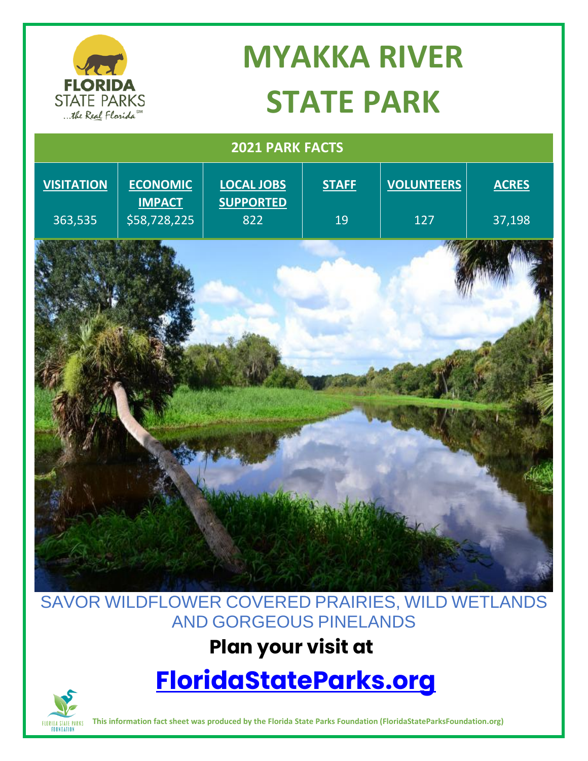# MYAKKA RIVER STATE PARK

## 2021 PARK FACTS

| VISITATION | ECONOMIC IMPACT | LOCAL JOBS SUPPORTED | STAFF | VOLUNTEERS | ACRES |
|---|---|---|---|---|---|
| 363,535 | $58,728,225 | 822 | 19 | 127 | 37,198 |

SAVOR WILDFLOWER COVERED PRAIRIES, WILD WETLANDS AND GORGEOUS PINELANDS

**Plan your visit at**

## [FloridaStateParks.org](FloridaStateParks.org)

**This information fact sheet was produced by the Florida State Parks Foundation (FloridaStateParksFoundation.org)**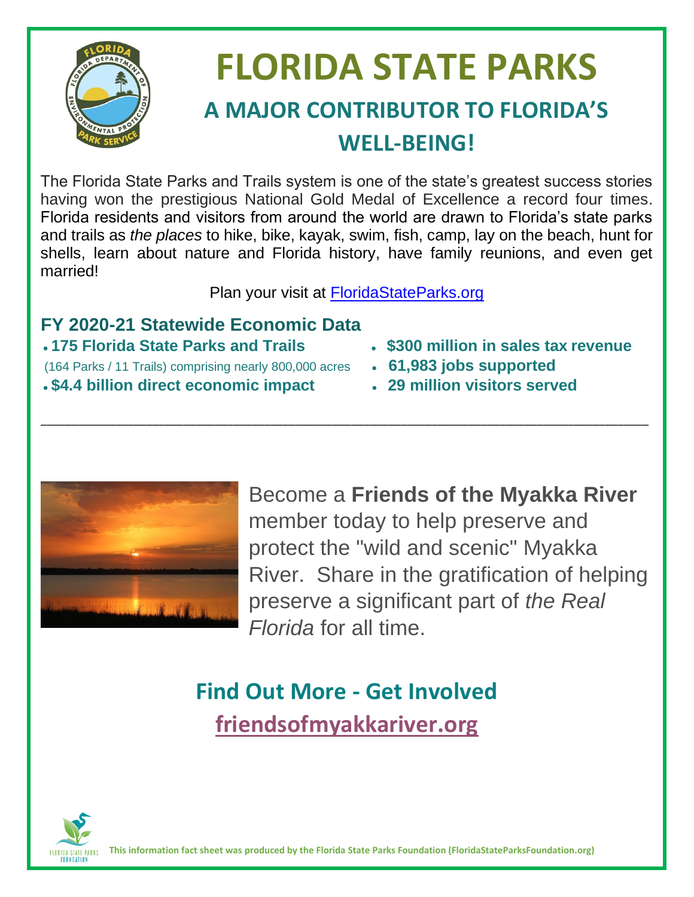# FLORIDA STATE PARKS

## A MAJOR CONTRIBUTOR TO FLORIDA'S WELL-BEING!

The Florida State Parks and Trails system is one of the state's greatest success stories having won the prestigious National Gold Medal of Excellence a record four times. Florida residents and visitors from around the world are drawn to Florida's state parks and trails as *the places* to hike, bike, kayak, swim, fish, camp, lay on the beach, hunt for shells, learn about nature and Florida history, have family reunions, and even get married!

Plan your visit at [FloridaStateParks.org](https://FloridaStateParks.org)

### FY 2020-21 Statewide Economic Data

- **175 Florida State Parks and Trails**
  (164 Parks / 11 Trails) comprising nearly 800,000 acres
- **$4.4 billion direct economic impact**
- **$300 million in sales tax revenue**
- **61,983 jobs supported**
- **29 million visitors served**

---

Become a **Friends of the Myakka River** member today to help preserve and protect the "wild and scenic" Myakka River. Share in the gratification of helping preserve a significant part of *the Real Florida* for all time.

## Find Out More - Get Involved

**[friendsofmyakkariver.org](https://friendsofmyakkariver.org)**

**This information fact sheet was produced by the Florida State Parks Foundation (FloridaStateParksFoundation.org)**